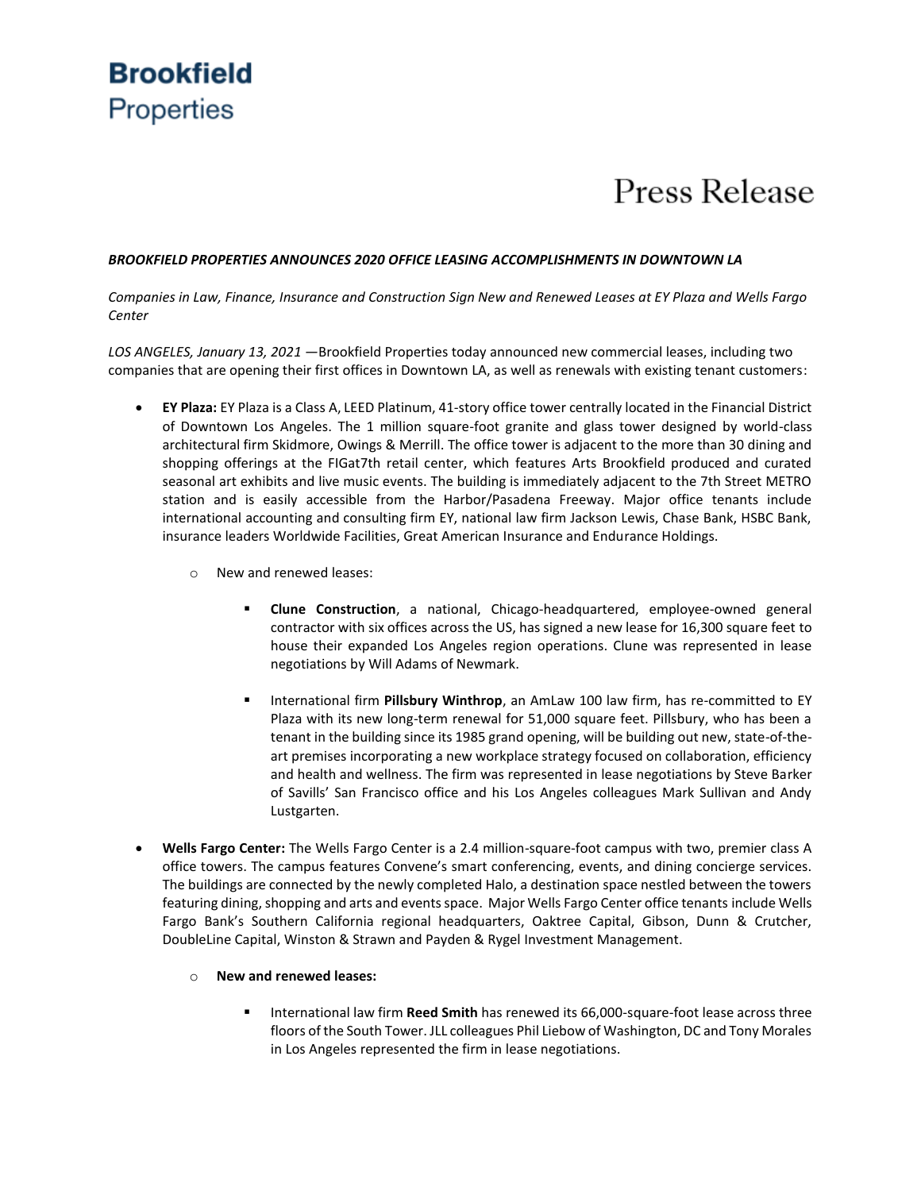**Brookfield**
Properties

# Press Release

***BROOKFIELD PROPERTIES ANNOUNCES 2020 OFFICE LEASING ACCOMPLISHMENTS IN DOWNTOWN LA***

*Companies in Law, Finance, Insurance and Construction Sign New and Renewed Leases at EY Plaza and Wells Fargo Center*

*LOS ANGELES, January 13, 2021* —Brookfield Properties today announced new commercial leases, including two companies that are opening their first offices in Downtown LA, as well as renewals with existing tenant customers:

- **EY Plaza:** EY Plaza is a Class A, LEED Platinum, 41-story office tower centrally located in the Financial District of Downtown Los Angeles. The 1 million square-foot granite and glass tower designed by world-class architectural firm Skidmore, Owings & Merrill. The office tower is adjacent to the more than 30 dining and shopping offerings at the FIGat7th retail center, which features Arts Brookfield produced and curated seasonal art exhibits and live music events. The building is immediately adjacent to the 7th Street METRO station and is easily accessible from the Harbor/Pasadena Freeway. Major office tenants include international accounting and consulting firm EY, national law firm Jackson Lewis, Chase Bank, HSBC Bank, insurance leaders Worldwide Facilities, Great American Insurance and Endurance Holdings.
  - New and renewed leases:
    - **Clune Construction**, a national, Chicago-headquartered, employee-owned general contractor with six offices across the US, has signed a new lease for 16,300 square feet to house their expanded Los Angeles region operations. Clune was represented in lease negotiations by Will Adams of Newmark.
    - International firm **Pillsbury Winthrop**, an AmLaw 100 law firm, has re-committed to EY Plaza with its new long-term renewal for 51,000 square feet. Pillsbury, who has been a tenant in the building since its 1985 grand opening, will be building out new, state-of-the-art premises incorporating a new workplace strategy focused on collaboration, efficiency and health and wellness. The firm was represented in lease negotiations by Steve Barker of Savills' San Francisco office and his Los Angeles colleagues Mark Sullivan and Andy Lustgarten.
- **Wells Fargo Center:** The Wells Fargo Center is a 2.4 million-square-foot campus with two, premier class A office towers. The campus features Convene's smart conferencing, events, and dining concierge services. The buildings are connected by the newly completed Halo, a destination space nestled between the towers featuring dining, shopping and arts and events space. Major Wells Fargo Center office tenants include Wells Fargo Bank's Southern California regional headquarters, Oaktree Capital, Gibson, Dunn & Crutcher, DoubleLine Capital, Winston & Strawn and Payden & Rygel Investment Management.
  - **New and renewed leases:**
    - International law firm **Reed Smith** has renewed its 66,000-square-foot lease across three floors of the South Tower. JLL colleagues Phil Liebow of Washington, DC and Tony Morales in Los Angeles represented the firm in lease negotiations.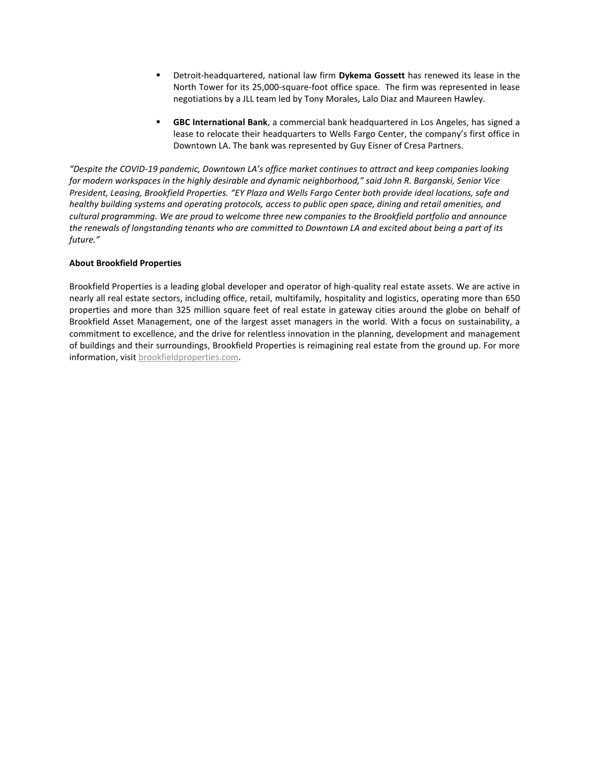- Detroit-headquartered, national law firm **Dykema Gossett** has renewed its lease in the North Tower for its 25,000-square-foot office space. The firm was represented in lease negotiations by a JLL team led by Tony Morales, Lalo Diaz and Maureen Hawley.

- **GBC International Bank**, a commercial bank headquartered in Los Angeles, has signed a lease to relocate their headquarters to Wells Fargo Center, the company's first office in Downtown LA. The bank was represented by Guy Eisner of Cresa Partners.

*"Despite the COVID-19 pandemic, Downtown LA's office market continues to attract and keep companies looking for modern workspaces in the highly desirable and dynamic neighborhood," said John R. Barganski, Senior Vice President, Leasing, Brookfield Properties. "EY Plaza and Wells Fargo Center both provide ideal locations, safe and healthy building systems and operating protocols, access to public open space, dining and retail amenities, and cultural programming. We are proud to welcome three new companies to the Brookfield portfolio and announce the renewals of longstanding tenants who are committed to Downtown LA and excited about being a part of its future."*

**About Brookfield Properties**

Brookfield Properties is a leading global developer and operator of high-quality real estate assets. We are active in nearly all real estate sectors, including office, retail, multifamily, hospitality and logistics, operating more than 650 properties and more than 325 million square feet of real estate in gateway cities around the globe on behalf of Brookfield Asset Management, one of the largest asset managers in the world. With a focus on sustainability, a commitment to excellence, and the drive for relentless innovation in the planning, development and management of buildings and their surroundings, Brookfield Properties is reimagining real estate from the ground up. For more information, visit brookfieldproperties.com.